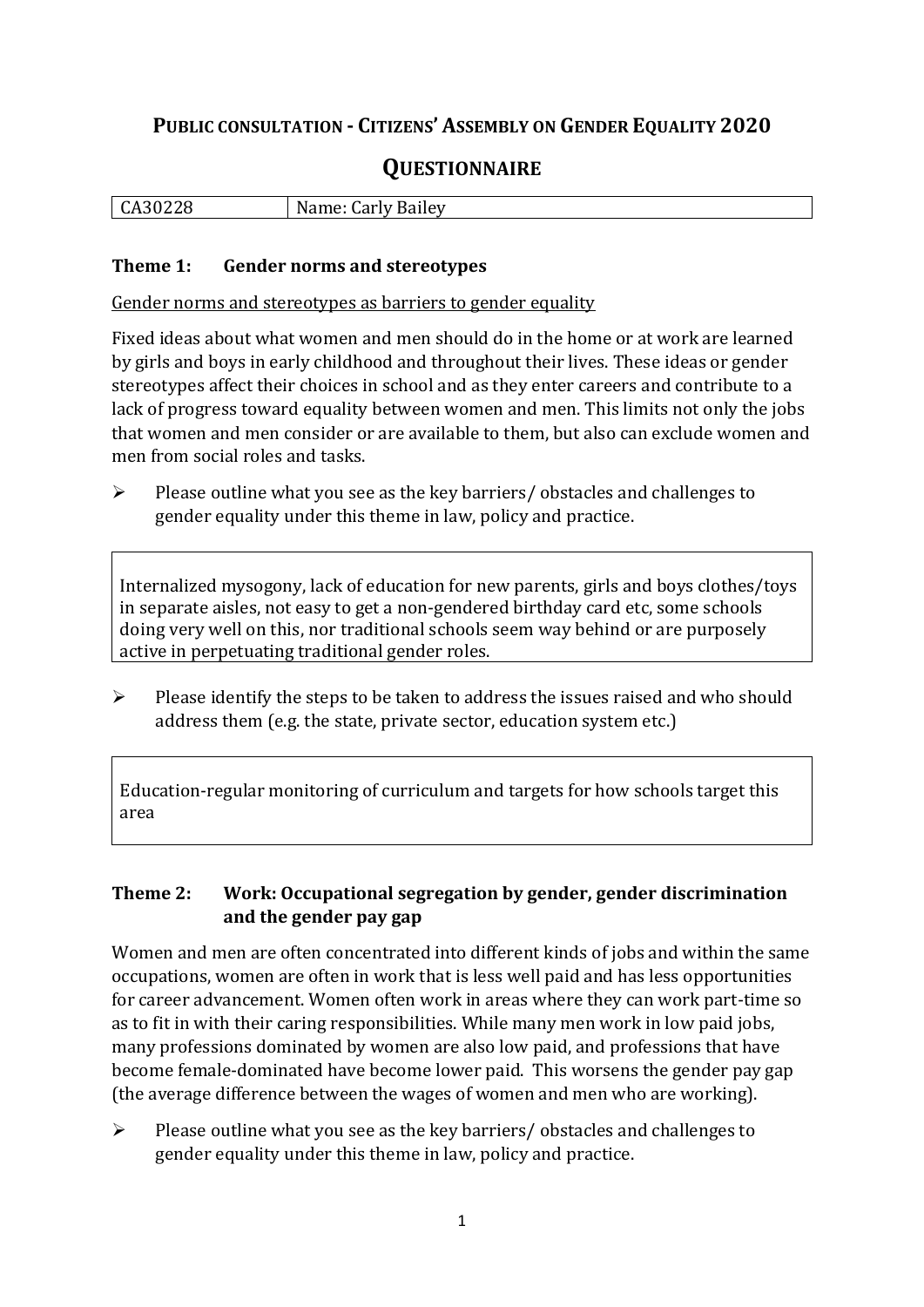# Public consultation - Citizens' Assembly on Gender Equality 2020

## Questionnaire

| CA30228 | Name: Carly Bailey |
| --- | --- |

### Theme 1: Gender norms and stereotypes

Gender norms and stereotypes as barriers to gender equality

Fixed ideas about what women and men should do in the home or at work are learned by girls and boys in early childhood and throughout their lives. These ideas or gender stereotypes affect their choices in school and as they enter careers and contribute to a lack of progress toward equality between women and men. This limits not only the jobs that women and men consider or are available to them, but also can exclude women and men from social roles and tasks.

- Please outline what you see as the key barriers/ obstacles and challenges to gender equality under this theme in law, policy and practice.

> Internalized mysogony, lack of education for new parents, girls and boys clothes/toys in separate aisles, not easy to get a non-gendered birthday card etc, some schools doing very well on this, nor traditional schools seem way behind or are purposely active in perpetuating traditional gender roles.

- Please identify the steps to be taken to address the issues raised and who should address them (e.g. the state, private sector, education system etc.)

> Education-regular monitoring of curriculum and targets for how schools target this area

### Theme 2: Work: Occupational segregation by gender, gender discrimination and the gender pay gap

Women and men are often concentrated into different kinds of jobs and within the same occupations, women are often in work that is less well paid and has less opportunities for career advancement. Women often work in areas where they can work part-time so as to fit in with their caring responsibilities. While many men work in low paid jobs, many professions dominated by women are also low paid, and professions that have become female-dominated have become lower paid. This worsens the gender pay gap (the average difference between the wages of women and men who are working).

- Please outline what you see as the key barriers/ obstacles and challenges to gender equality under this theme in law, policy and practice.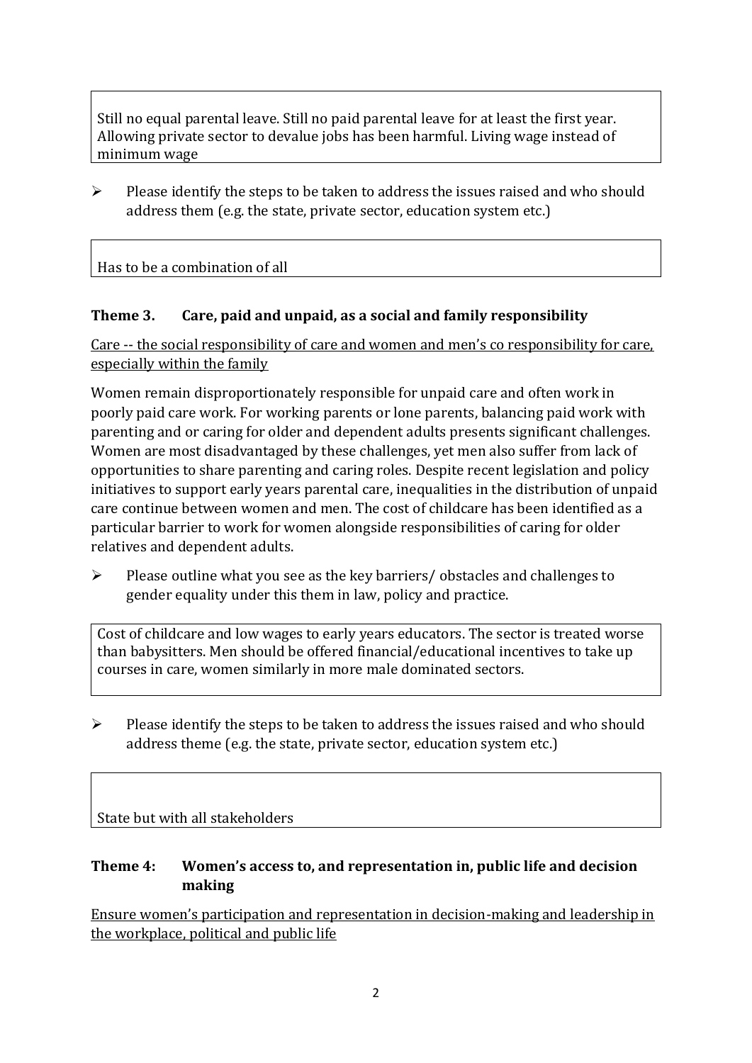Still no equal parental leave. Still no paid parental leave for at least the first year. Allowing private sector to devalue jobs has been harmful. Living wage instead of minimum wage

- Please identify the steps to be taken to address the issues raised and who should address them (e.g. the state, private sector, education system etc.)

Has to be a combination of all

### Theme 3. Care, paid and unpaid, as a social and family responsibility

Care -- the social responsibility of care and women and men's co responsibility for care, especially within the family

Women remain disproportionately responsible for unpaid care and often work in poorly paid care work. For working parents or lone parents, balancing paid work with parenting and or caring for older and dependent adults presents significant challenges. Women are most disadvantaged by these challenges, yet men also suffer from lack of opportunities to share parenting and caring roles. Despite recent legislation and policy initiatives to support early years parental care, inequalities in the distribution of unpaid care continue between women and men. The cost of childcare has been identified as a particular barrier to work for women alongside responsibilities of caring for older relatives and dependent adults.

- Please outline what you see as the key barriers/ obstacles and challenges to gender equality under this them in law, policy and practice.

Cost of childcare and low wages to early years educators. The sector is treated worse than babysitters. Men should be offered financial/educational incentives to take up courses in care, women similarly in more male dominated sectors.

- Please identify the steps to be taken to address the issues raised and who should address theme (e.g. the state, private sector, education system etc.)

State but with all stakeholders

### Theme 4: Women's access to, and representation in, public life and decision making

Ensure women's participation and representation in decision-making and leadership in the workplace, political and public life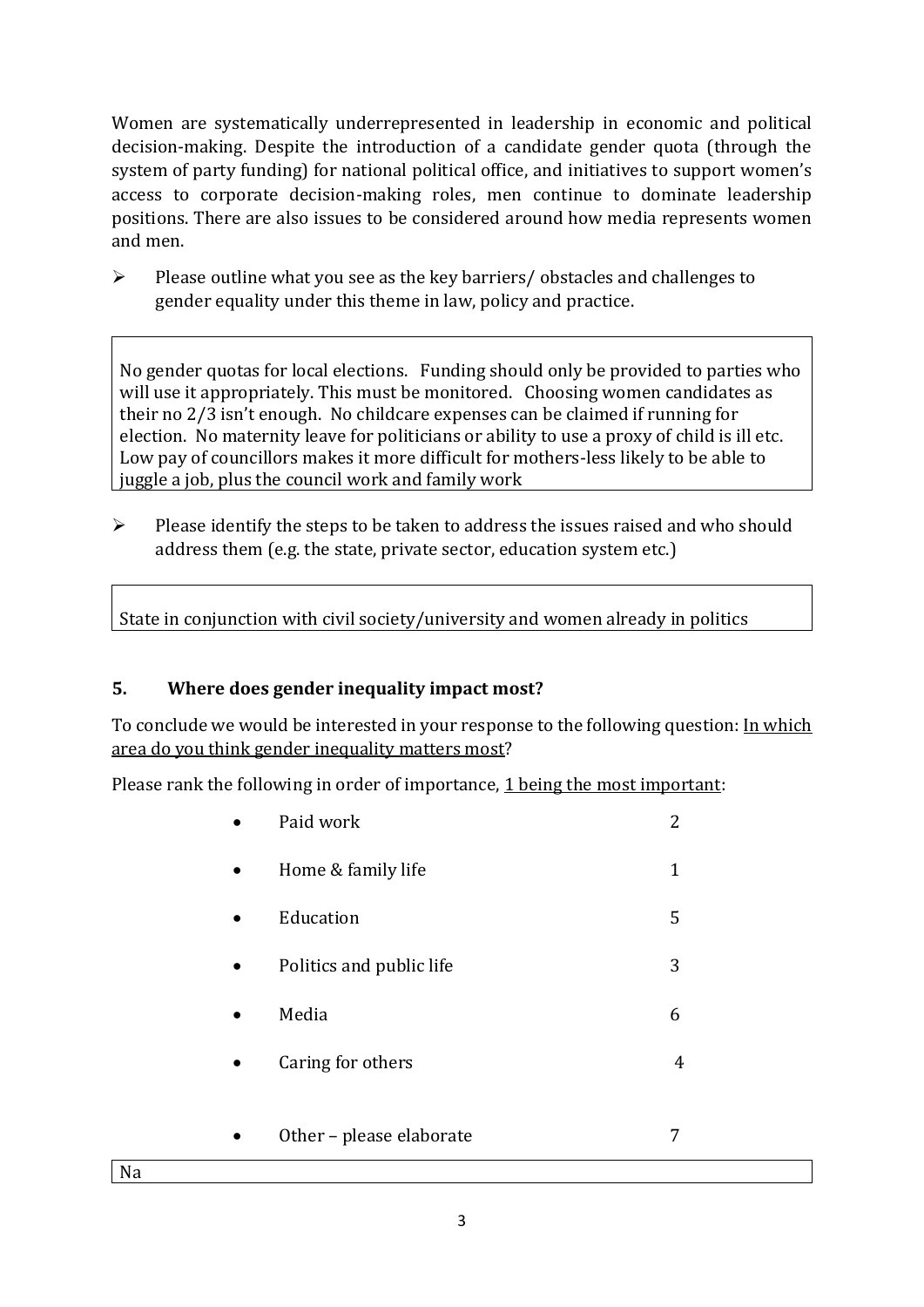Women are systematically underrepresented in leadership in economic and political decision-making. Despite the introduction of a candidate gender quota (through the system of party funding) for national political office, and initiatives to support women's access to corporate decision-making roles, men continue to dominate leadership positions. There are also issues to be considered around how media represents women and men.

- Please outline what you see as the key barriers/ obstacles and challenges to gender equality under this theme in law, policy and practice.

> No gender quotas for local elections. Funding should only be provided to parties who will use it appropriately. This must be monitored. Choosing women candidates as their no 2/3 isn't enough. No childcare expenses can be claimed if running for election. No maternity leave for politicians or ability to use a proxy of child is ill etc. Low pay of councillors makes it more difficult for mothers-less likely to be able to juggle a job, plus the council work and family work

- Please identify the steps to be taken to address the issues raised and who should address them (e.g. the state, private sector, education system etc.)

> State in conjunction with civil society/university and women already in politics

## 5. Where does gender inequality impact most?

To conclude we would be interested in your response to the following question: <u>In which area do you think gender inequality matters most</u>?

Please rank the following in order of importance, <u>1 being the most important</u>:

| Area | Rank |
|---|---|
| Paid work | 2 |
| Home & family life | 1 |
| Education | 5 |
| Politics and public life | 3 |
| Media | 6 |
| Caring for others | 4 |
| Other – please elaborate | 7 |

> Na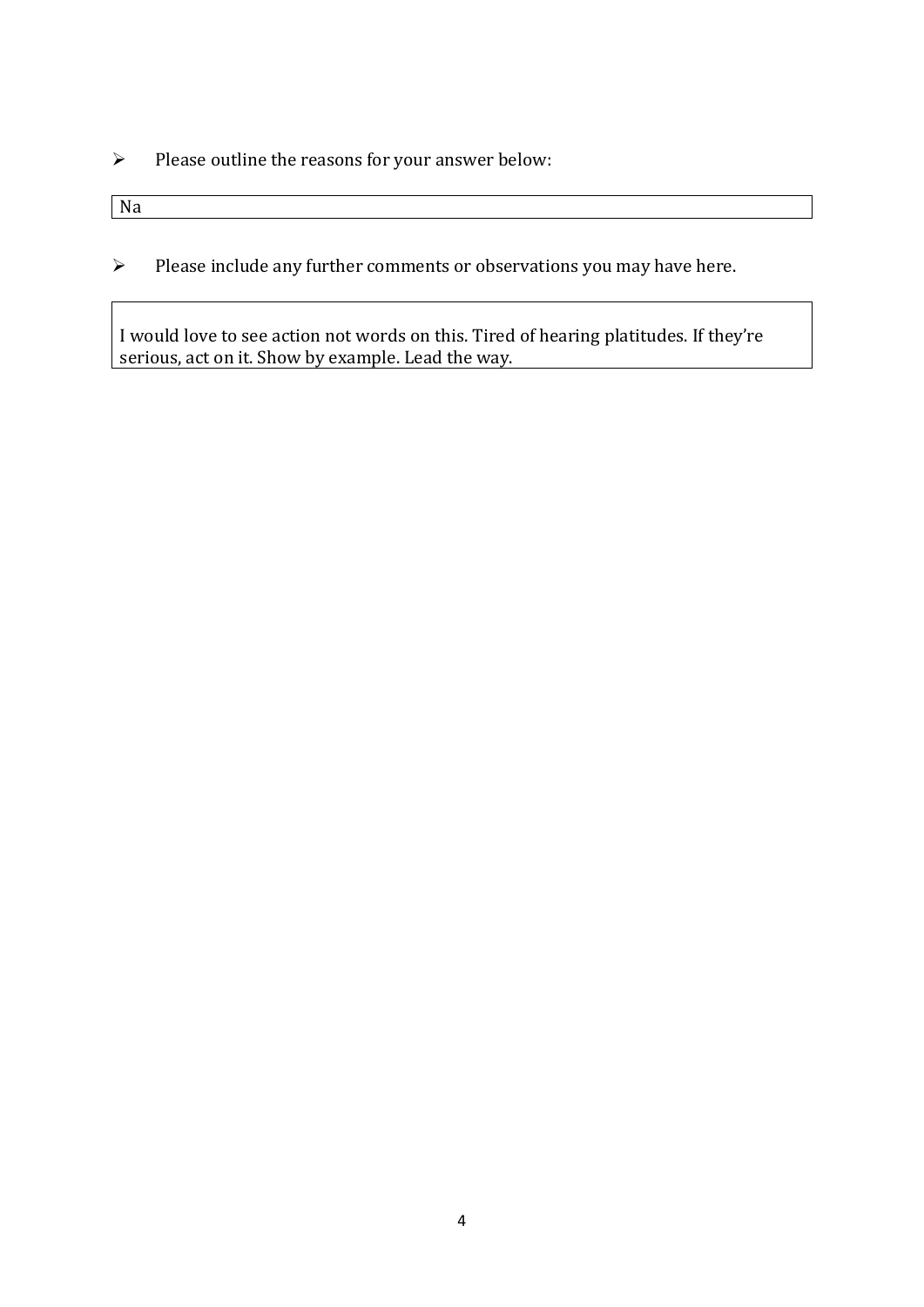- Please outline the reasons for your answer below:

Na

- Please include any further comments or observations you may have here.

I would love to see action not words on this. Tired of hearing platitudes. If they're serious, act on it. Show by example. Lead the way.